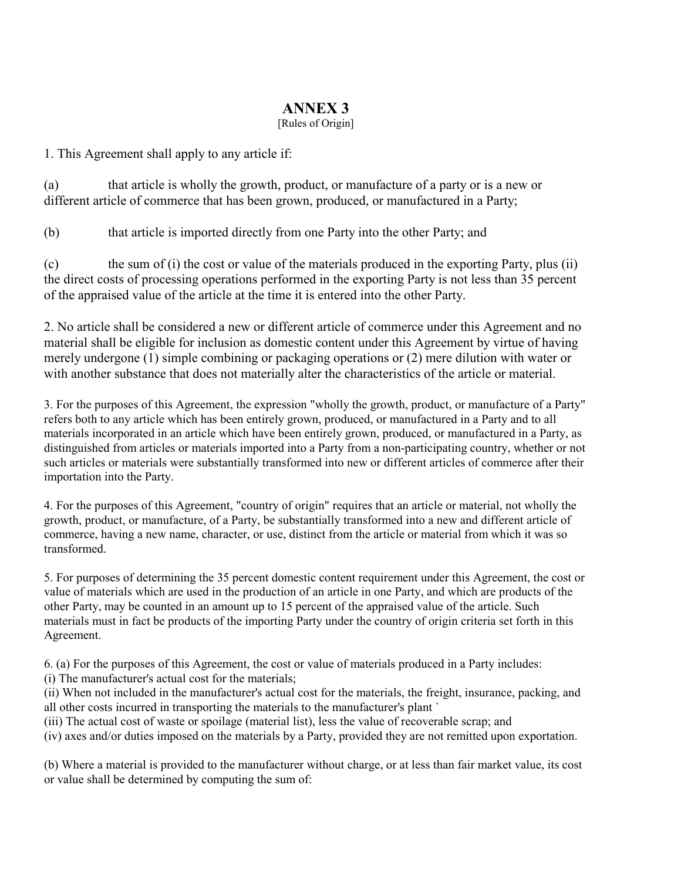# ANNEX 3

[Rules of Origin]

1. This Agreement shall apply to any article if:

(a) that article is wholly the growth, product, or manufacture of a party or is a new or different article of commerce that has been grown, produced, or manufactured in a Party;

(b) that article is imported directly from one Party into the other Party; and

(c) the sum of (i) the cost or value of the materials produced in the exporting Party, plus (ii) the direct costs of processing operations performed in the exporting Party is not less than 35 percent of the appraised value of the article at the time it is entered into the other Party.

2. No article shall be considered a new or different article of commerce under this Agreement and no material shall be eligible for inclusion as domestic content under this Agreement by virtue of having merely undergone (1) simple combining or packaging operations or (2) mere dilution with water or with another substance that does not materially alter the characteristics of the article or material.

3. For the purposes of this Agreement, the expression "wholly the growth, product, or manufacture of a Party" refers both to any article which has been entirely grown, produced, or manufactured in a Party and to all materials incorporated in an article which have been entirely grown, produced, or manufactured in a Party, as distinguished from articles or materials imported into a Party from a non-participating country, whether or not such articles or materials were substantially transformed into new or different articles of commerce after their importation into the Party.

4. For the purposes of this Agreement, "country of origin" requires that an article or material, not wholly the growth, product, or manufacture, of a Party, be substantially transformed into a new and different article of commerce, having a new name, character, or use, distinct from the article or material from which it was so transformed.

5. For purposes of determining the 35 percent domestic content requirement under this Agreement, the cost or value of materials which are used in the production of an article in one Party, and which are products of the other Party, may be counted in an amount up to 15 percent of the appraised value of the article. Such materials must in fact be products of the importing Party under the country of origin criteria set forth in this Agreement.

6. (a) For the purposes of this Agreement, the cost or value of materials produced in a Party includes:
(i) The manufacturer's actual cost for the materials;
(ii) When not included in the manufacturer's actual cost for the materials, the freight, insurance, packing, and all other costs incurred in transporting the materials to the manufacturer's plant `
(iii) The actual cost of waste or spoilage (material list), less the value of recoverable scrap; and
(iv) axes and/or duties imposed on the materials by a Party, provided they are not remitted upon exportation.

(b) Where a material is provided to the manufacturer without charge, or at less than fair market value, its cost or value shall be determined by computing the sum of: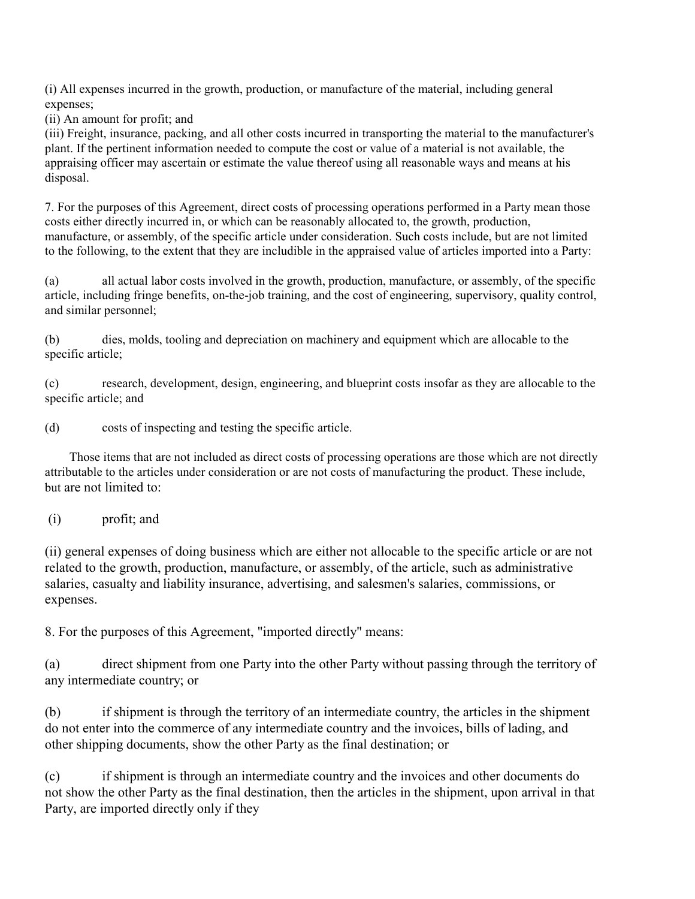(i) All expenses incurred in the growth, production, or manufacture of the material, including general expenses;

(ii) An amount for profit; and

(iii) Freight, insurance, packing, and all other costs incurred in transporting the material to the manufacturer's plant. If the pertinent information needed to compute the cost or value of a material is not available, the appraising officer may ascertain or estimate the value thereof using all reasonable ways and means at his disposal.

7. For the purposes of this Agreement, direct costs of processing operations performed in a Party mean those costs either directly incurred in, or which can be reasonably allocated to, the growth, production, manufacture, or assembly, of the specific article under consideration. Such costs include, but are not limited to the following, to the extent that they are includible in the appraised value of articles imported into a Party:

(a) all actual labor costs involved in the growth, production, manufacture, or assembly, of the specific article, including fringe benefits, on-the-job training, and the cost of engineering, supervisory, quality control, and similar personnel;

(b) dies, molds, tooling and depreciation on machinery and equipment which are allocable to the specific article;

(c) research, development, design, engineering, and blueprint costs insofar as they are allocable to the specific article; and

(d) costs of inspecting and testing the specific article.

Those items that are not included as direct costs of processing operations are those which are not directly attributable to the articles under consideration or are not costs of manufacturing the product. These include, but are not limited to:

(i) profit; and

(ii) general expenses of doing business which are either not allocable to the specific article or are not related to the growth, production, manufacture, or assembly, of the article, such as administrative salaries, casualty and liability insurance, advertising, and salesmen's salaries, commissions, or expenses.

8. For the purposes of this Agreement, "imported directly" means:

(a) direct shipment from one Party into the other Party without passing through the territory of any intermediate country; or

(b) if shipment is through the territory of an intermediate country, the articles in the shipment do not enter into the commerce of any intermediate country and the invoices, bills of lading, and other shipping documents, show the other Party as the final destination; or

(c) if shipment is through an intermediate country and the invoices and other documents do not show the other Party as the final destination, then the articles in the shipment, upon arrival in that Party, are imported directly only if they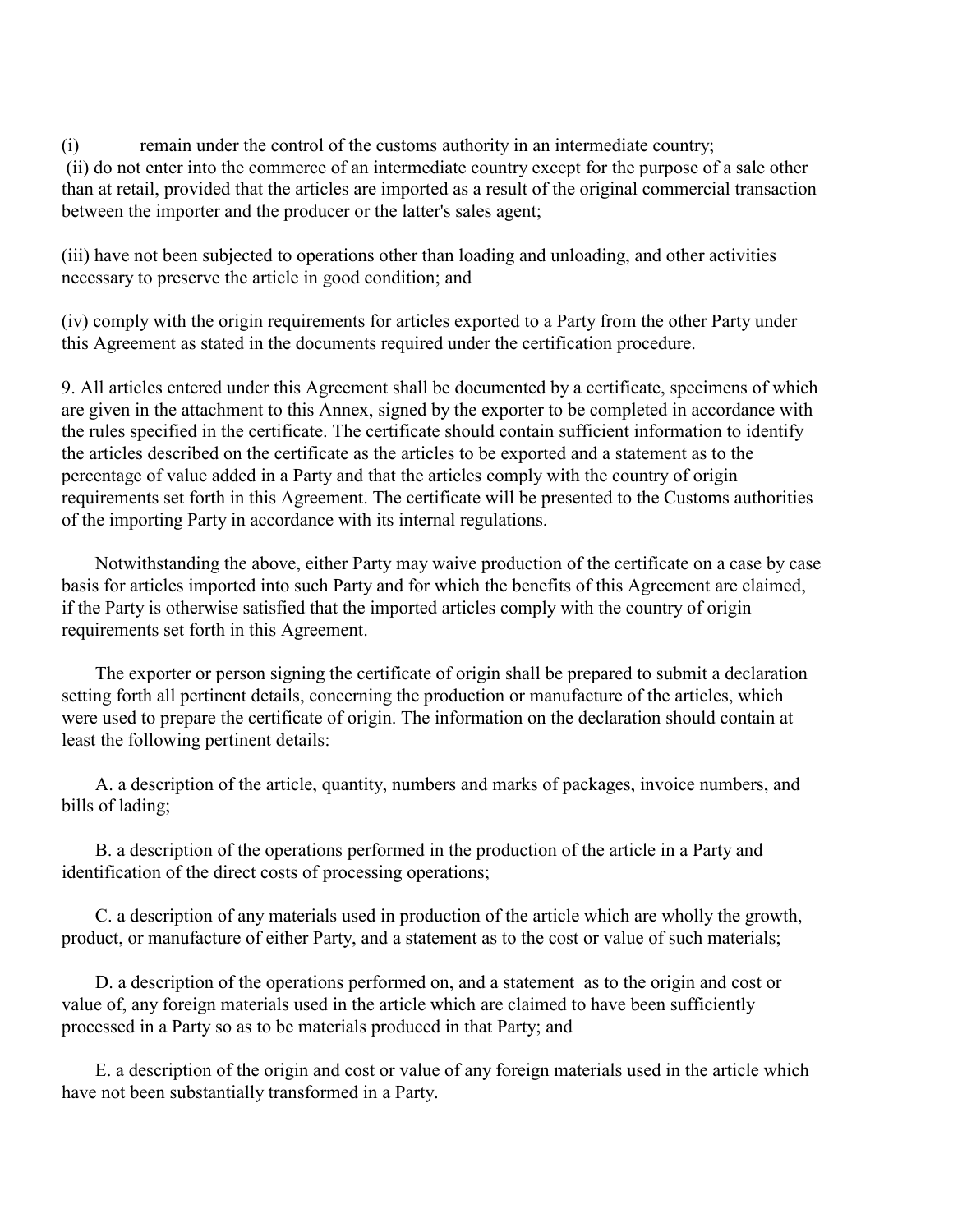(i) remain under the control of the customs authority in an intermediate country;

(ii) do not enter into the commerce of an intermediate country except for the purpose of a sale other than at retail, provided that the articles are imported as a result of the original commercial transaction between the importer and the producer or the latter's sales agent;

(iii) have not been subjected to operations other than loading and unloading, and other activities necessary to preserve the article in good condition; and

(iv) comply with the origin requirements for articles exported to a Party from the other Party under this Agreement as stated in the documents required under the certification procedure.

9. All articles entered under this Agreement shall be documented by a certificate, specimens of which are given in the attachment to this Annex, signed by the exporter to be completed in accordance with the rules specified in the certificate. The certificate should contain sufficient information to identify the articles described on the certificate as the articles to be exported and a statement as to the percentage of value added in a Party and that the articles comply with the country of origin requirements set forth in this Agreement. The certificate will be presented to the Customs authorities of the importing Party in accordance with its internal regulations.

Notwithstanding the above, either Party may waive production of the certificate on a case by case basis for articles imported into such Party and for which the benefits of this Agreement are claimed, if the Party is otherwise satisfied that the imported articles comply with the country of origin requirements set forth in this Agreement.

The exporter or person signing the certificate of origin shall be prepared to submit a declaration setting forth all pertinent details, concerning the production or manufacture of the articles, which were used to prepare the certificate of origin. The information on the declaration should contain at least the following pertinent details:

A. a description of the article, quantity, numbers and marks of packages, invoice numbers, and bills of lading;

B. a description of the operations performed in the production of the article in a Party and identification of the direct costs of processing operations;

C. a description of any materials used in production of the article which are wholly the growth, product, or manufacture of either Party, and a statement as to the cost or value of such materials;

D. a description of the operations performed on, and a statement as to the origin and cost or value of, any foreign materials used in the article which are claimed to have been sufficiently processed in a Party so as to be materials produced in that Party; and

E. a description of the origin and cost or value of any foreign materials used in the article which have not been substantially transformed in a Party.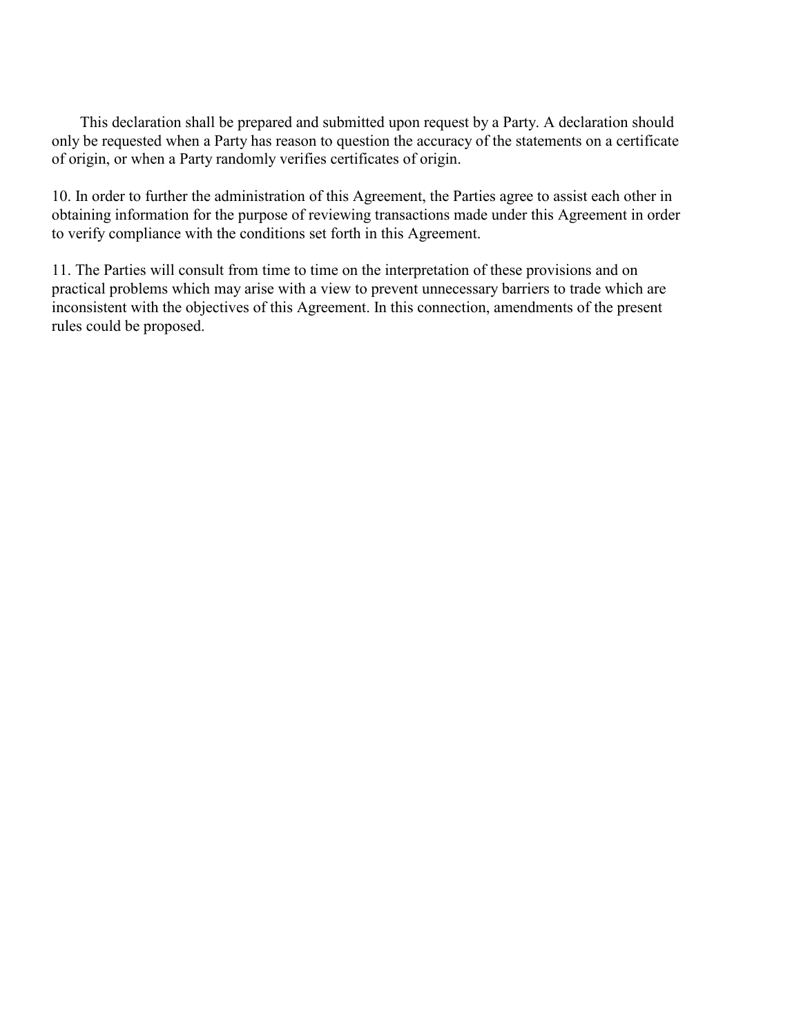This declaration shall be prepared and submitted upon request by a Party. A declaration should only be requested when a Party has reason to question the accuracy of the statements on a certificate of origin, or when a Party randomly verifies certificates of origin.

10. In order to further the administration of this Agreement, the Parties agree to assist each other in obtaining information for the purpose of reviewing transactions made under this Agreement in order to verify compliance with the conditions set forth in this Agreement.

11. The Parties will consult from time to time on the interpretation of these provisions and on practical problems which may arise with a view to prevent unnecessary barriers to trade which are inconsistent with the objectives of this Agreement. In this connection, amendments of the present rules could be proposed.